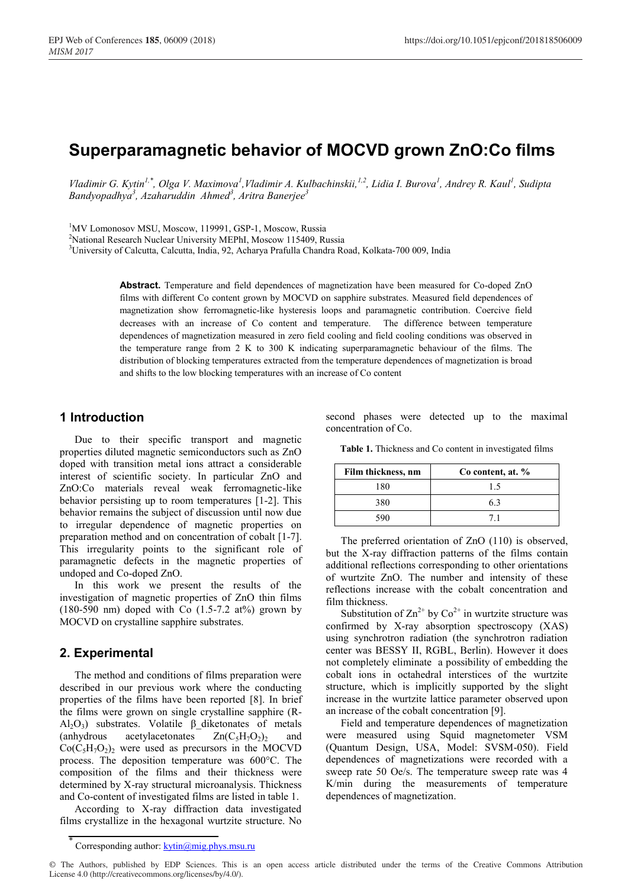# Superparamagnetic behavior of MOCVD grown ZnO:Co films

*Vladimir G. Kytin[1,*], Olga V. Maximova[1], Vladimir A. Kulbachinskii[1,2], Lidia I. Burova[1], Andrey R. Kaul[1], Sudipta Bandyopadhya[3], Azaharuddin Ahmed[3], Aritra Banerjee[3]*

[1]MV Lomonosov MSU, Moscow, 119991, GSP-1, Moscow, Russia
[2]National Research Nuclear University MEPhI, Moscow 115409, Russia
[3]University of Calcutta, Calcutta, India, 92, Acharya Prafulla Chandra Road, Kolkata-700 009, India

**Abstract.** Temperature and field dependences of magnetization have been measured for Co-doped ZnO films with different Co content grown by MOCVD on sapphire substrates. Measured field dependences of magnetization show ferromagnetic-like hysteresis loops and paramagnetic contribution. Coercive field decreases with an increase of Co content and temperature. The difference between temperature dependences of magnetization measured in zero field cooling and field cooling conditions was observed in the temperature range from 2 K to 300 K indicating superparamagnetic behaviour of the films. The distribution of blocking temperatures extracted from the temperature dependences of magnetization is broad and shifts to the low blocking temperatures with an increase of Co content

## 1 Introduction

Due to their specific transport and magnetic properties diluted magnetic semiconductors such as ZnO doped with transition metal ions attract a considerable interest of scientific society. In particular ZnO and ZnO:Co materials reveal weak ferromagnetic-like behavior persisting up to room temperatures [1-2]. This behavior remains the subject of discussion until now due to irregular dependence of magnetic properties on preparation method and on concentration of cobalt [1-7]. This irregularity points to the significant role of paramagnetic defects in the magnetic properties of undoped and Co-doped ZnO.

In this work we present the results of the investigation of magnetic properties of ZnO thin films (180-590 nm) doped with Co (1.5-7.2 at%) grown by MOCVD on crystalline sapphire substrates.

## 2. Experimental

The method and conditions of films preparation were described in our previous work where the conducting properties of the films have been reported [8]. In brief the films were grown on single crystalline sapphire (R-$Al_2O_3$) substrates. Volatile β_diketonates of metals (anhydrous acetylacetonates $Zn(C_5H_7O_2)_2$ and $Co(C_5H_7O_2)_2$ were used as precursors in the MOCVD process. The deposition temperature was 600°C. The composition of the films and their thickness were determined by X-ray structural microanalysis. Thickness and Co-content of investigated films are listed in table 1.

According to X-ray diffraction data investigated films crystallize in the hexagonal wurtzite structure. No second phases were detected up to the maximal concentration of Co.

**Table 1.** Thickness and Co content in investigated films

| Film thickness, nm | Co content, at. % |
|---|---|
| 180 | 1.5 |
| 380 | 6.3 |
| 590 | 7.1 |

The preferred orientation of ZnO (110) is observed, but the X-ray diffraction patterns of the films contain additional reflections corresponding to other orientations of wurtzite ZnO. The number and intensity of these reflections increase with the cobalt concentration and film thickness.

Substitution of $Zn^{2+}$ by $Co^{2+}$ in wurtzite structure was confirmed by X-ray absorption spectroscopy (XAS) using synchrotron radiation (the synchrotron radiation center was BESSY II, RGBL, Berlin). However it does not completely eliminate a possibility of embedding the cobalt ions in octahedral interstices of the wurtzite structure, which is implicitly supported by the slight increase in the wurtzite lattice parameter observed upon an increase of the cobalt concentration [9].

Field and temperature dependences of magnetization were measured using Squid magnetometer VSM (Quantum Design, USA, Model: SVSM-050). Field dependences of magnetizations were recorded with a sweep rate 50 Oe/s. The temperature sweep rate was 4 K/min during the measurements of temperature dependences of magnetization.

* Corresponding author: kytin@mig.phys.msu.ru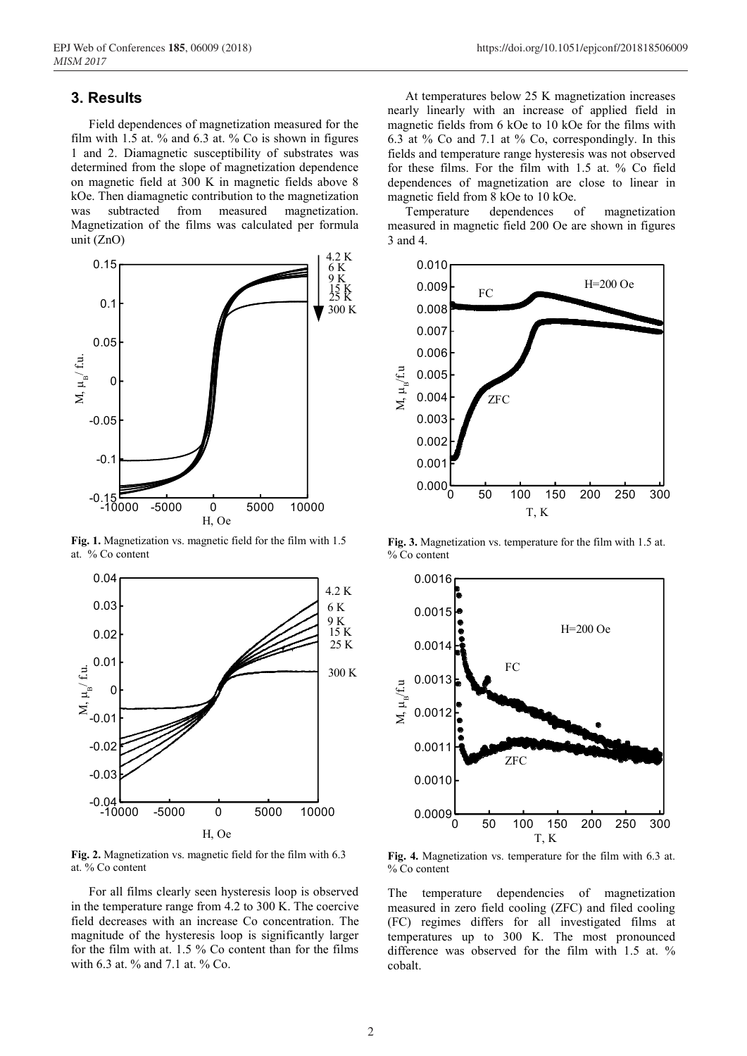## 3. Results

Field dependences of magnetization measured for the film with 1.5 at. % and 6.3 at. % Co is shown in figures 1 and 2. Diamagnetic susceptibility of substrates was determined from the slope of magnetization dependence on magnetic field at 300 K in magnetic fields above 8 kOe. Then diamagnetic contribution to the magnetization was subtracted from measured magnetization. Magnetization of the films was calculated per formula unit (ZnO)

**Fig. 1.** Magnetization vs. magnetic field for the film with 1.5 at. % Co content

**Fig. 2.** Magnetization vs. magnetic field for the film with 6.3 at. % Co content

For all films clearly seen hysteresis loop is observed in the temperature range from 4.2 to 300 K. The coercive field decreases with an increase Co concentration. The magnitude of the hysteresis loop is significantly larger for the film with at. 1.5 % Co content than for the films with 6.3 at. % and 7.1 at. % Co.

At temperatures below 25 K magnetization increases nearly linearly with an increase of applied field in magnetic fields from 6 kOe to 10 kOe for the films with 6.3 at % Co and 7.1 at % Co, correspondingly. In this fields and temperature range hysteresis was not observed for these films. For the film with 1.5 at. % Co field dependences of magnetization are close to linear in magnetic field from 8 kOe to 10 kOe.

Temperature dependences of magnetization measured in magnetic field 200 Oe are shown in figures 3 and 4.

**Fig. 3.** Magnetization vs. temperature for the film with 1.5 at. % Co content

**Fig. 4.** Magnetization vs. temperature for the film with 6.3 at. % Co content

The temperature dependencies of magnetization measured in zero field cooling (ZFC) and filed cooling (FC) regimes differs for all investigated films at temperatures up to 300 K. The most pronounced difference was observed for the film with 1.5 at. % cobalt.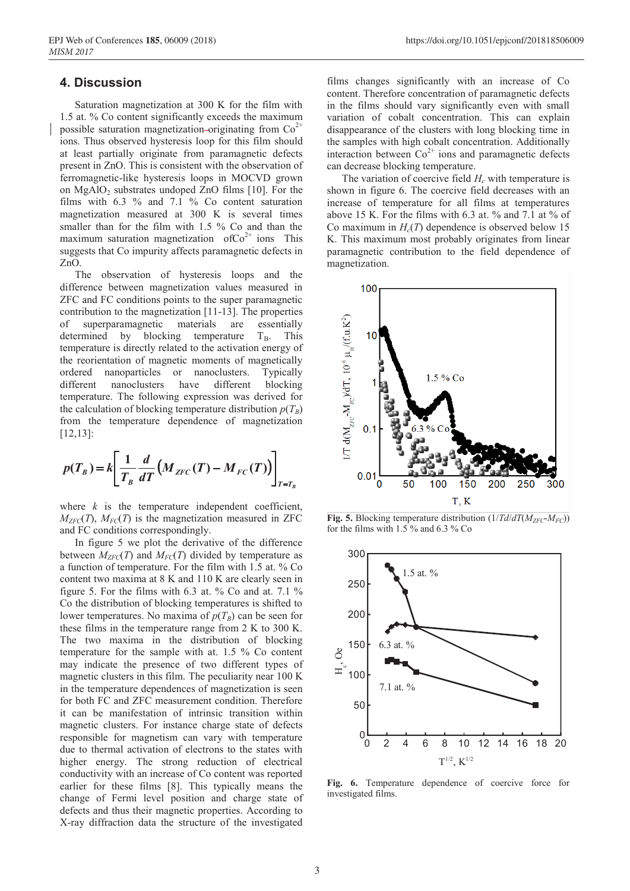## 4. Discussion

Saturation magnetization at 300 K for the film with 1.5 at. % Co content significantly exceeds the maximum possible saturation magnetization originating from $Co^{2+}$ ions. Thus observed hysteresis loop for this film should at least partially originate from paramagnetic defects present in ZnO. This is consistent with the observation of ferromagnetic-like hysteresis loops in MOCVD grown on $MgAlO_2$ substrates undoped ZnO films [10]. For the films with 6.3 % and 7.1 % Co content saturation magnetization measured at 300 K is several times smaller than for the film with 1.5 % Co and than the maximum saturation magnetization of $Co^{2+}$ ions This suggests that Co impurity affects paramagnetic defects in ZnO.

The observation of hysteresis loops and the difference between magnetization values measured in ZFC and FC conditions points to the super paramagnetic contribution to the magnetization [11-13]. The properties of superparamagnetic materials are essentially determined by blocking temperature $T_B$. This temperature is directly related to the activation energy of the reorientation of magnetic moments of magnetically ordered nanoparticles or nanoclusters. Typically different nanoclusters have different blocking temperature. The following expression was derived for the calculation of blocking temperature distribution $p(T_B)$ from the temperature dependence of magnetization [12,13]:

$$p(T_B) = k\left[\frac{1}{T_B}\frac{d}{dT}\left(M_{ZFC}(T) - M_{FC}(T)\right)\right]_{T=T_B}$$

where $k$ is the temperature independent coefficient, $M_{ZFC}(T)$, $M_{FC}(T)$ is the magnetization measured in ZFC and FC conditions correspondingly.

In figure 5 we plot the derivative of the difference between $M_{ZFC}(T)$ and $M_{FC}(T)$ divided by temperature as a function of temperature. For the film with 1.5 at. % Co content two maxima at 8 K and 110 K are clearly seen in figure 5. For the films with 6.3 at. % Co and at. 7.1 % Co the distribution of blocking temperatures is shifted to lower temperatures. No maxima of $p(T_B)$ can be seen for these films in the temperature range from 2 K to 300 K. The two maxima in the distribution of blocking temperature for the sample with at. 1.5 % Co content may indicate the presence of two different types of magnetic clusters in this film. The peculiarity near 100 K in the temperature dependences of magnetization is seen for both FC and ZFC measurement condition. Therefore it can be manifestation of intrinsic transition within magnetic clusters. For instance charge state of defects responsible for magnetism can vary with temperature due to thermal activation of electrons to the states with higher energy. The strong reduction of electrical conductivity with an increase of Co content was reported earlier for these films [8]. This typically means the change of Fermi level position and charge state of defects and thus their magnetic properties. According to X-ray diffraction data the structure of the investigated films changes significantly with an increase of Co content. Therefore concentration of paramagnetic defects in the films should vary significantly even with small variation of cobalt concentration. This can explain disappearance of the clusters with long blocking time in the samples with high cobalt concentration. Additionally interaction between $Co^{2+}$ ions and paramagnetic defects can decrease blocking temperature.

The variation of coercive field $H_c$ with temperature is shown in figure 6. The coercive field decreases with an increase of temperature for all films at temperatures above 15 K. For the films with 6.3 at. % and 7.1 at % of Co maximum in $H_c(T)$ dependence is observed below 15 K. This maximum most probably originates from linear paramagnetic contribution to the field dependence of magnetization.

**Fig. 5.** Blocking temperature distribution ($1/Td/dT(M_{ZFC}-M_{FC})$) for the films with 1.5 % and 6.3 % Co

**Fig. 6.** Temperature dependence of coercive force for investigated films.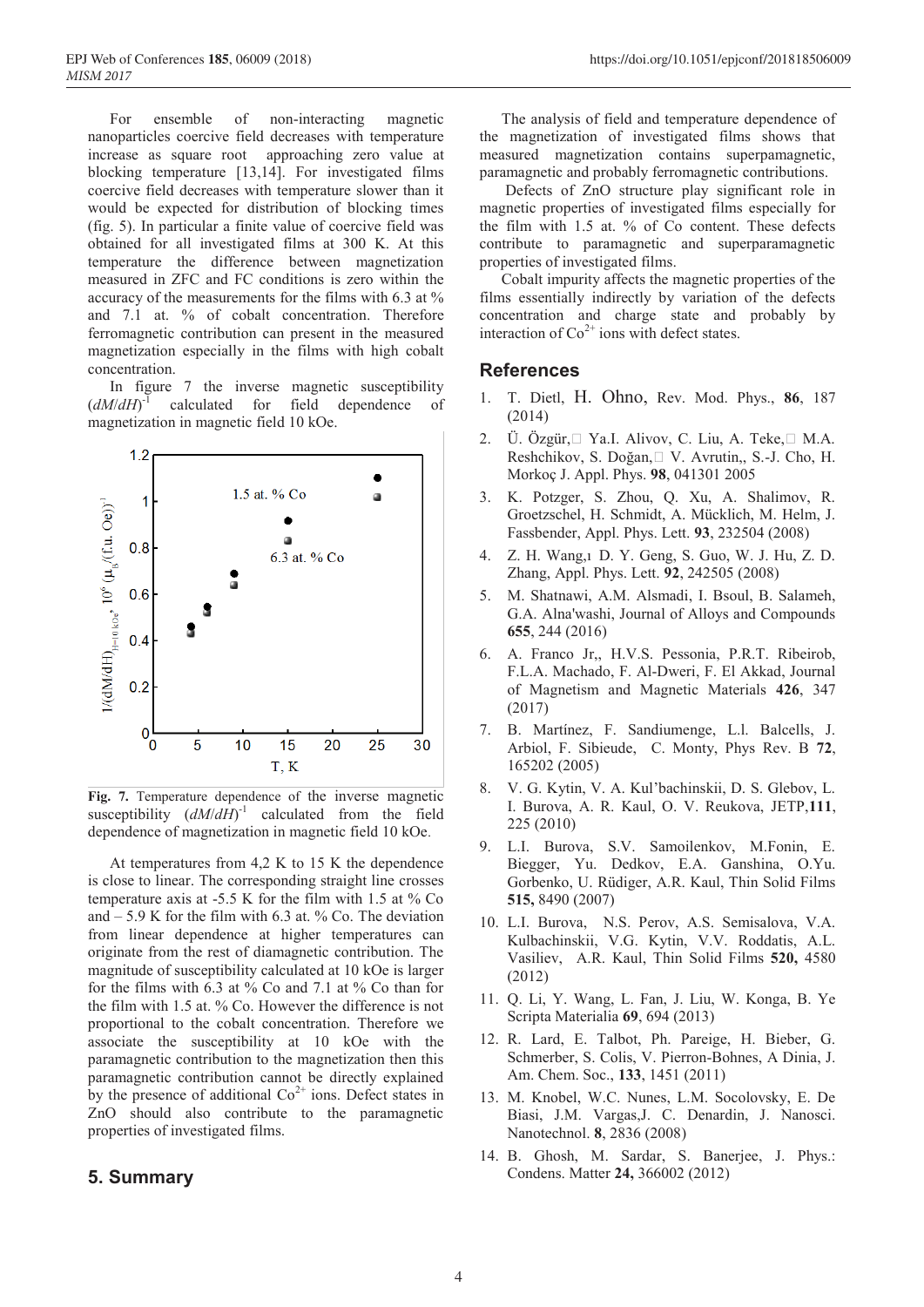For ensemble of non-interacting magnetic nanoparticles coercive field decreases with temperature increase as square root approaching zero value at blocking temperature [13,14]. For investigated films coercive field decreases with temperature slower than it would be expected for distribution of blocking times (fig. 5). In particular a finite value of coercive field was obtained for all investigated films at 300 K. At this temperature the difference between magnetization measured in ZFC and FC conditions is zero within the accuracy of the measurements for the films with 6.3 at % and 7.1 at. % of cobalt concentration. Therefore ferromagnetic contribution can present in the measured magnetization especially in the films with high cobalt concentration.

In figure 7 the inverse magnetic susceptibility $(dM/dH)^{-1}$ calculated for field dependence of magnetization in magnetic field 10 kOe.

1.2
1
0.8
0.6
0.4
0.2
0
0 5 10 15 20 25 30
T, K
1/(dM/dH)$_{H=10\ kOe}$, 10$^6$ ($\mu_B$/(f.u. Oe))$^{-1}$
1.5 at. % Co
6.3 at. % Co

**Fig. 7.** Temperature dependence of the inverse magnetic susceptibility $(dM/dH)^{-1}$ calculated from the field dependence of magnetization in magnetic field 10 kOe.

At temperatures from 4,2 K to 15 K the dependence is close to linear. The corresponding straight line crosses temperature axis at -5.5 K for the film with 1.5 at % Co and – 5.9 K for the film with 6.3 at. % Co. The deviation from linear dependence at higher temperatures can originate from the rest of diamagnetic contribution. The magnitude of susceptibility calculated at 10 kOe is larger for the films with 6.3 at % Co and 7.1 at % Co than for the film with 1.5 at. % Co. However the difference is not proportional to the cobalt concentration. Therefore we associate the susceptibility at 10 kOe with the paramagnetic contribution to the magnetization then this paramagnetic contribution cannot be directly explained by the presence of additional $Co^{2+}$ ions. Defect states in ZnO should also contribute to the paramagnetic properties of investigated films.

## 5. Summary

The analysis of field and temperature dependence of the magnetization of investigated films shows that measured magnetization contains superpamagnetic, paramagnetic and probably ferromagnetic contributions.

Defects of ZnO structure play significant role in magnetic properties of investigated films especially for the film with 1.5 at. % of Co content. These defects contribute to paramagnetic and superparamagnetic properties of investigated films.

Cobalt impurity affects the magnetic properties of the films essentially indirectly by variation of the defects concentration and charge state and probably by interaction of $Co^{2+}$ ions with defect states.

## References

1. T. Dietl, H. Ohno, Rev. Mod. Phys., **86**, 187 (2014)
2. Ü. Özgür, Ya.I. Alivov, C. Liu, A. Teke, M.A. Reshchikov, S. Doğan, V. Avrutin,, S.-J. Cho, H. Morkoç J. Appl. Phys. **98**, 041301 2005
3. K. Potzger, S. Zhou, Q. Xu, A. Shalimov, R. Groetzschel, H. Schmidt, A. Mücklich, M. Helm, J. Fassbender, Appl. Phys. Lett. **93**, 232504 (2008)
4. Z. H. Wang,ı D. Y. Geng, S. Guo, W. J. Hu, Z. D. Zhang, Appl. Phys. Lett. **92**, 242505 (2008)
5. M. Shatnawi, A.M. Alsmadi, I. Bsoul, B. Salameh, G.A. Alna'washi, Journal of Alloys and Compounds **655**, 244 (2016)
6. A. Franco Jr,, H.V.S. Pessonia, P.R.T. Ribeirob, F.L.A. Machado, F. Al-Dweri, F. El Akkad, Journal of Magnetism and Magnetic Materials **426**, 347 (2017)
7. B. Martínez, F. Sandiumenge, L.l. Balcells, J. Arbiol, F. Sibieude, C. Monty, Phys Rev. B **72**, 165202 (2005)
8. V. G. Kytin, V. A. Kul'bachinskii, D. S. Glebov, L. I. Burova, A. R. Kaul, O. V. Reukova, JETP,**111**, 225 (2010)
9. L.I. Burova, S.V. Samoilenkov, M.Fonin, E. Biegger, Yu. Dedkov, E.A. Ganshina, O.Yu. Gorbenko, U. Rüdiger, A.R. Kaul, Thin Solid Films **515,** 8490 (2007)
10. L.I. Burova, N.S. Perov, A.S. Semisalova, V.A. Kulbachinskii, V.G. Kytin, V.V. Roddatis, A.L. Vasiliev, A.R. Kaul, Thin Solid Films **520,** 4580 (2012)
11. Q. Li, Y. Wang, L. Fan, J. Liu, W. Konga, B. Ye Scripta Materialia **69**, 694 (2013)
12. R. Lard, E. Talbot, Ph. Pareige, H. Bieber, G. Schmerber, S. Colis, V. Pierron-Bohnes, A Dinia, J. Am. Chem. Soc., **133**, 1451 (2011)
13. M. Knobel, W.C. Nunes, L.M. Socolovsky, E. De Biasi, J.M. Vargas,J. C. Denardin, J. Nanosci. Nanotechnol. **8**, 2836 (2008)
14. B. Ghosh, M. Sardar, S. Banerjee, J. Phys.: Condens. Matter **24,** 366002 (2012)